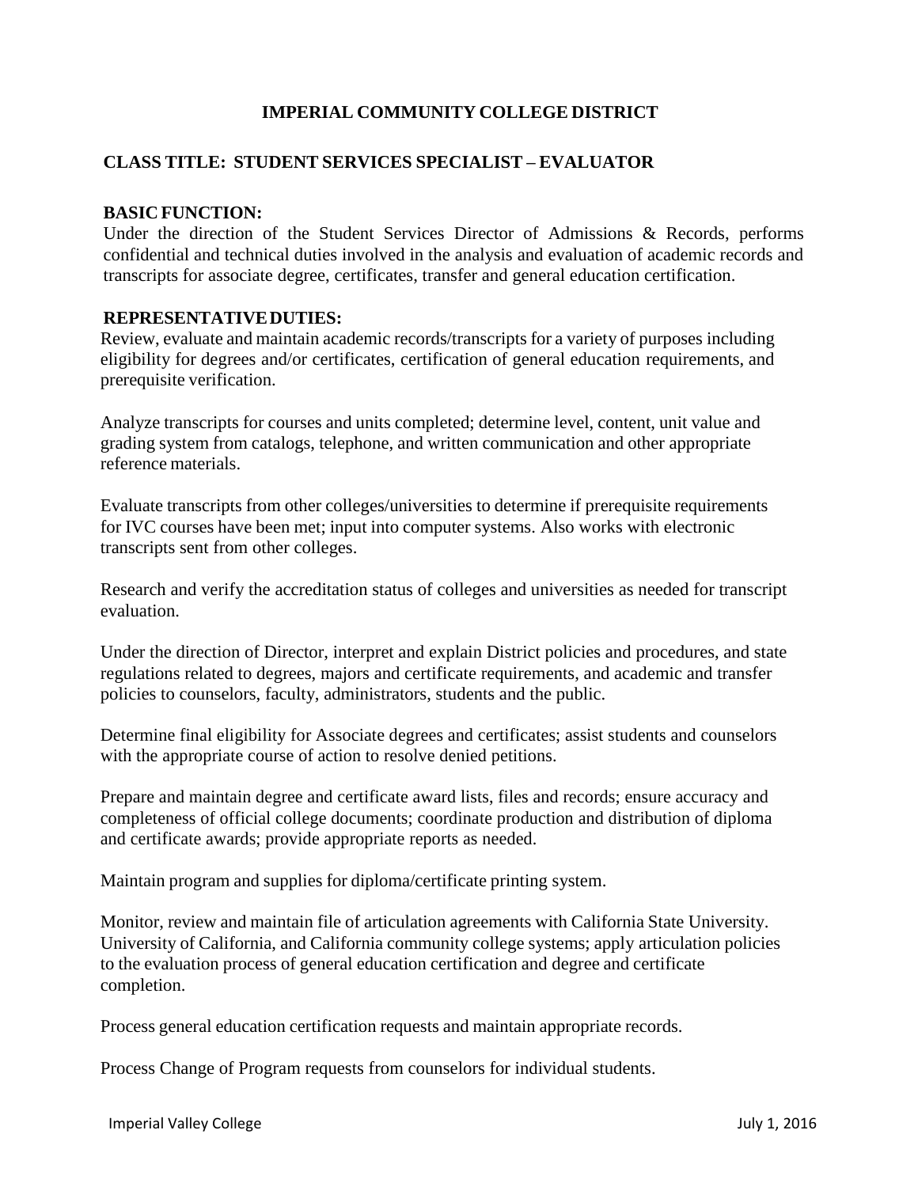# IMPERIAL COMMUNITY COLLEGE DISTRICT

## CLASS TITLE: STUDENT SERVICES SPECIALIST – EVALUATOR

### BASIC FUNCTION:

Under the direction of the Student Services Director of Admissions & Records, performs confidential and technical duties involved in the analysis and evaluation of academic records and transcripts for associate degree, certificates, transfer and general education certification.

### REPRESENTATIVE DUTIES:

Review, evaluate and maintain academic records/transcripts for a variety of purposes including eligibility for degrees and/or certificates, certification of general education requirements, and prerequisite verification.

Analyze transcripts for courses and units completed; determine level, content, unit value and grading system from catalogs, telephone, and written communication and other appropriate reference materials.

Evaluate transcripts from other colleges/universities to determine if prerequisite requirements for IVC courses have been met; input into computer systems. Also works with electronic transcripts sent from other colleges.

Research and verify the accreditation status of colleges and universities as needed for transcript evaluation.

Under the direction of Director, interpret and explain District policies and procedures, and state regulations related to degrees, majors and certificate requirements, and academic and transfer policies to counselors, faculty, administrators, students and the public.

Determine final eligibility for Associate degrees and certificates; assist students and counselors with the appropriate course of action to resolve denied petitions.

Prepare and maintain degree and certificate award lists, files and records; ensure accuracy and completeness of official college documents; coordinate production and distribution of diploma and certificate awards; provide appropriate reports as needed.

Maintain program and supplies for diploma/certificate printing system.

Monitor, review and maintain file of articulation agreements with California State University. University of California, and California community college systems; apply articulation policies to the evaluation process of general education certification and degree and certificate completion.

Process general education certification requests and maintain appropriate records.

Process Change of Program requests from counselors for individual students.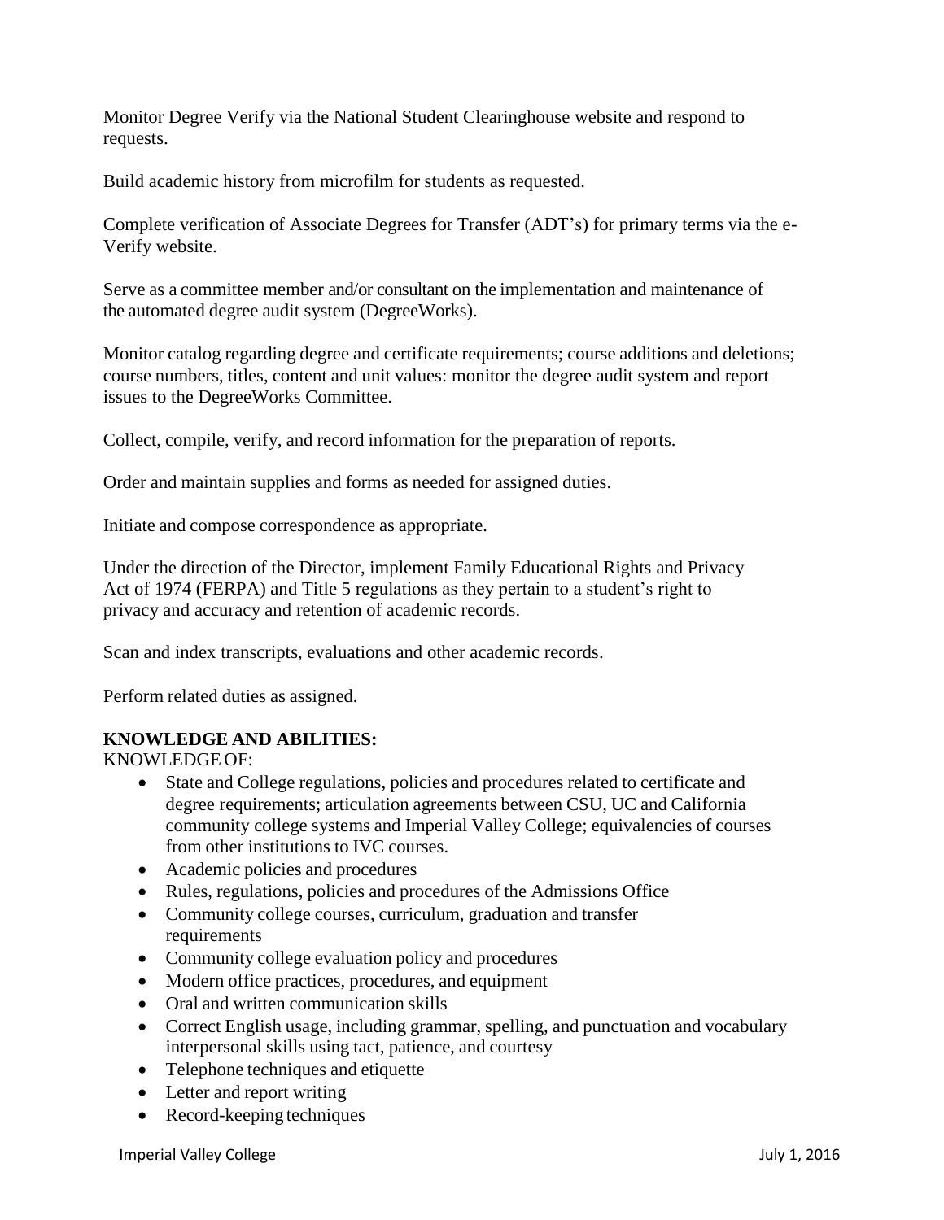Monitor Degree Verify via the National Student Clearinghouse website and respond to requests.

Build academic history from microfilm for students as requested.

Complete verification of Associate Degrees for Transfer (ADT's) for primary terms via the e-Verify website.

Serve as a committee member and/or consultant on the implementation and maintenance of the automated degree audit system (DegreeWorks).

Monitor catalog regarding degree and certificate requirements; course additions and deletions; course numbers, titles, content and unit values: monitor the degree audit system and report issues to the DegreeWorks Committee.

Collect, compile, verify, and record information for the preparation of reports.

Order and maintain supplies and forms as needed for assigned duties.

Initiate and compose correspondence as appropriate.

Under the direction of the Director, implement Family Educational Rights and Privacy Act of 1974 (FERPA) and Title 5 regulations as they pertain to a student's right to privacy and accuracy and retention of academic records.

Scan and index transcripts, evaluations and other academic records.

Perform related duties as assigned.

**KNOWLEDGE AND ABILITIES:**

KNOWLEDGE OF:

- State and College regulations, policies and procedures related to certificate and degree requirements; articulation agreements between CSU, UC and California community college systems and Imperial Valley College; equivalencies of courses from other institutions to IVC courses.
- Academic policies and procedures
- Rules, regulations, policies and procedures of the Admissions Office
- Community college courses, curriculum, graduation and transfer requirements
- Community college evaluation policy and procedures
- Modern office practices, procedures, and equipment
- Oral and written communication skills
- Correct English usage, including grammar, spelling, and punctuation and vocabulary interpersonal skills using tact, patience, and courtesy
- Telephone techniques and etiquette
- Letter and report writing
- Record-keeping techniques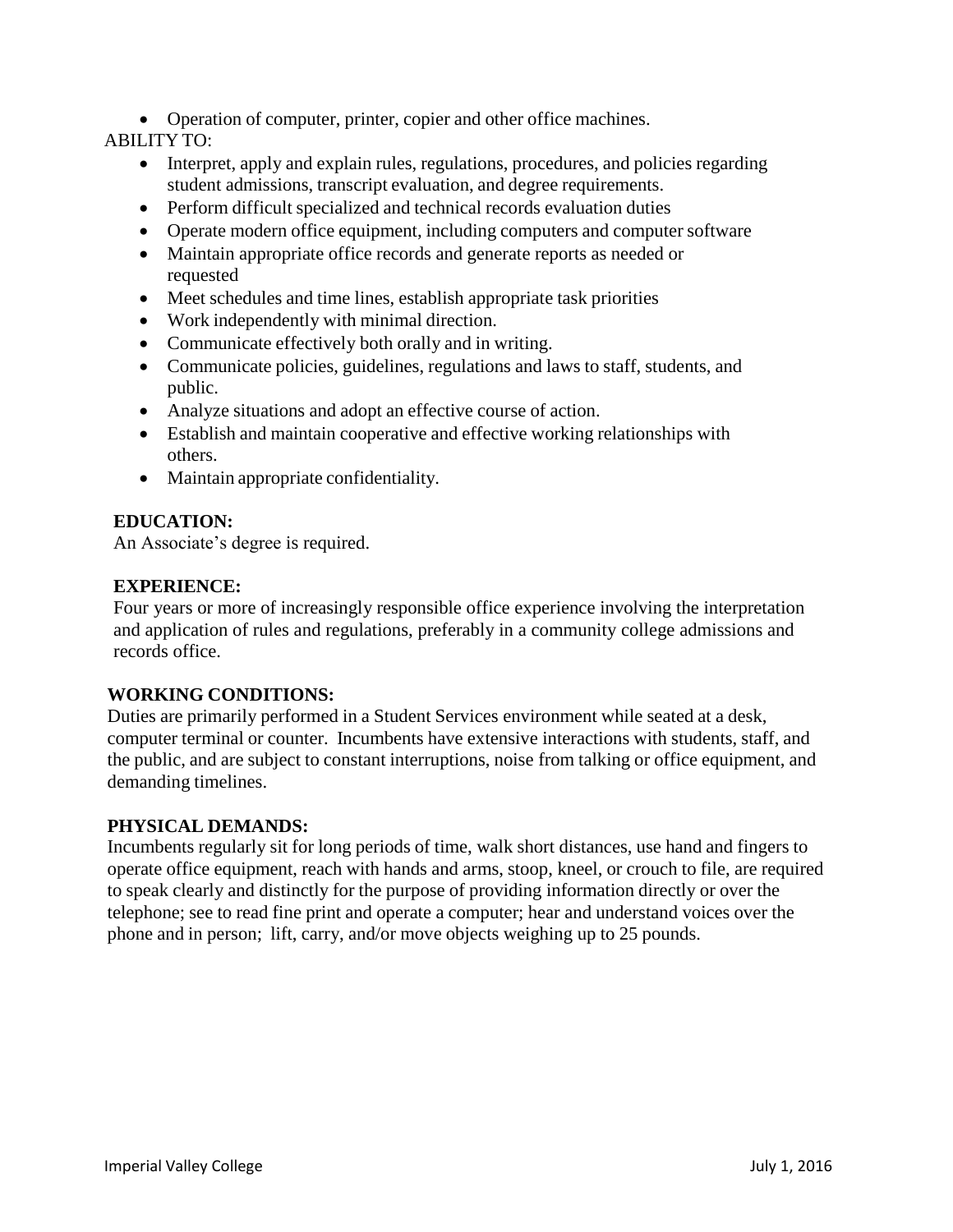- Operation of computer, printer, copier and other office machines.

ABILITY TO:

- Interpret, apply and explain rules, regulations, procedures, and policies regarding student admissions, transcript evaluation, and degree requirements.
- Perform difficult specialized and technical records evaluation duties
- Operate modern office equipment, including computers and computer software
- Maintain appropriate office records and generate reports as needed or requested
- Meet schedules and time lines, establish appropriate task priorities
- Work independently with minimal direction.
- Communicate effectively both orally and in writing.
- Communicate policies, guidelines, regulations and laws to staff, students, and public.
- Analyze situations and adopt an effective course of action.
- Establish and maintain cooperative and effective working relationships with others.
- Maintain appropriate confidentiality.

**EDUCATION:**

An Associate's degree is required.

**EXPERIENCE:**

Four years or more of increasingly responsible office experience involving the interpretation and application of rules and regulations, preferably in a community college admissions and records office.

**WORKING CONDITIONS:**

Duties are primarily performed in a Student Services environment while seated at a desk, computer terminal or counter. Incumbents have extensive interactions with students, staff, and the public, and are subject to constant interruptions, noise from talking or office equipment, and demanding timelines.

**PHYSICAL DEMANDS:**

Incumbents regularly sit for long periods of time, walk short distances, use hand and fingers to operate office equipment, reach with hands and arms, stoop, kneel, or crouch to file, are required to speak clearly and distinctly for the purpose of providing information directly or over the telephone; see to read fine print and operate a computer; hear and understand voices over the phone and in person; lift, carry, and/or move objects weighing up to 25 pounds.